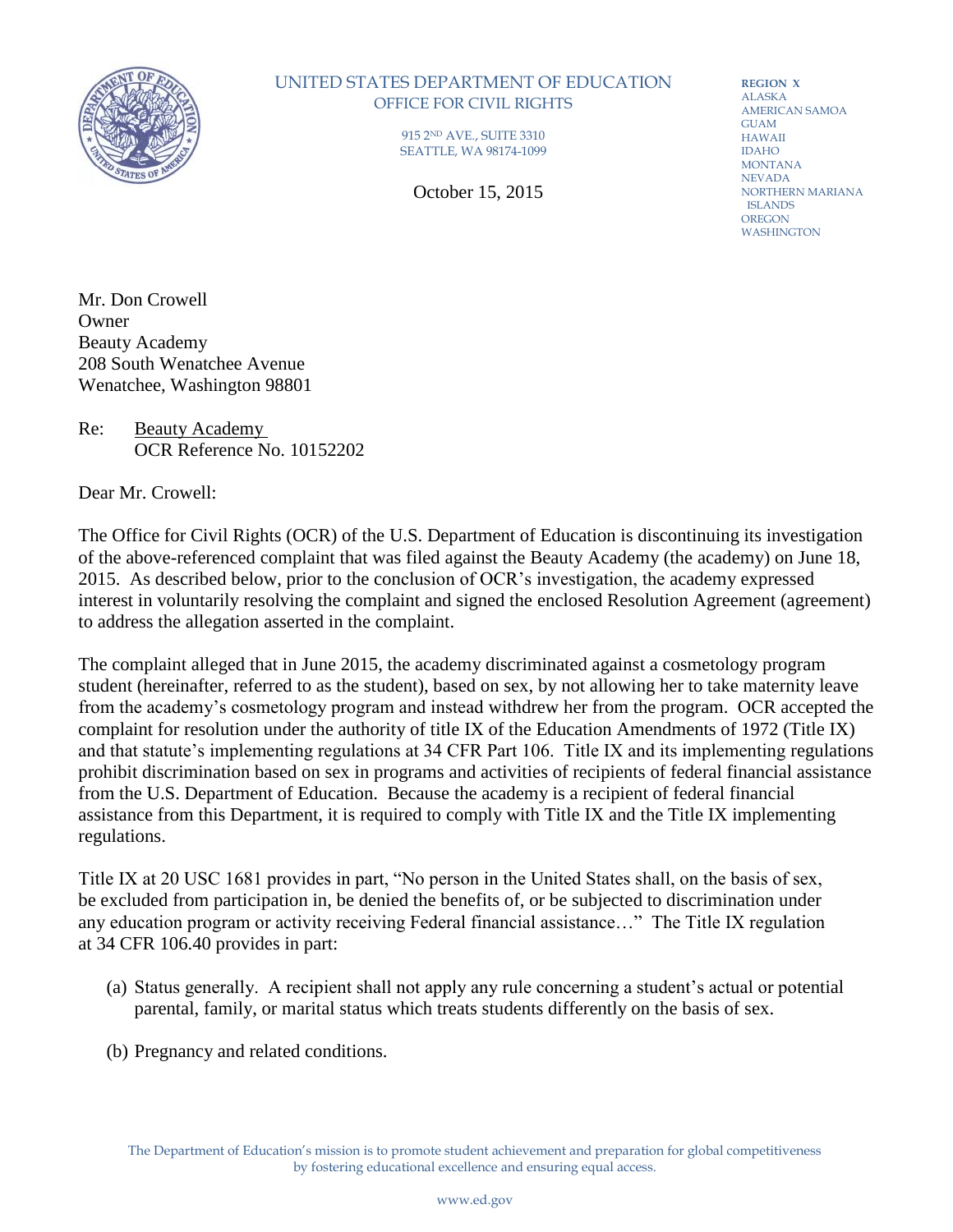UNITED STATES DEPARTMENT OF EDUCATION
OFFICE FOR CIVIL RIGHTS

915 2ND AVE., SUITE 3310
SEATTLE, WA 98174-1099

REGION X
ALASKA
AMERICAN SAMOA
GUAM
HAWAII
IDAHO
MONTANA
NEVADA
NORTHERN MARIANA ISLANDS
OREGON
WASHINGTON

October 15, 2015

Mr. Don Crowell
Owner
Beauty Academy
208 South Wenatchee Avenue
Wenatchee, Washington 98801

Re: Beauty Academy
OCR Reference No. 10152202

Dear Mr. Crowell:

The Office for Civil Rights (OCR) of the U.S. Department of Education is discontinuing its investigation of the above-referenced complaint that was filed against the Beauty Academy (the academy) on June 18, 2015. As described below, prior to the conclusion of OCR's investigation, the academy expressed interest in voluntarily resolving the complaint and signed the enclosed Resolution Agreement (agreement) to address the allegation asserted in the complaint.

The complaint alleged that in June 2015, the academy discriminated against a cosmetology program student (hereinafter, referred to as the student), based on sex, by not allowing her to take maternity leave from the academy's cosmetology program and instead withdrew her from the program. OCR accepted the complaint for resolution under the authority of title IX of the Education Amendments of 1972 (Title IX) and that statute's implementing regulations at 34 CFR Part 106. Title IX and its implementing regulations prohibit discrimination based on sex in programs and activities of recipients of federal financial assistance from the U.S. Department of Education. Because the academy is a recipient of federal financial assistance from this Department, it is required to comply with Title IX and the Title IX implementing regulations.

Title IX at 20 USC 1681 provides in part, "No person in the United States shall, on the basis of sex, be excluded from participation in, be denied the benefits of, or be subjected to discrimination under any education program or activity receiving Federal financial assistance…" The Title IX regulation at 34 CFR 106.40 provides in part:

(a) Status generally. A recipient shall not apply any rule concerning a student's actual or potential parental, family, or marital status which treats students differently on the basis of sex.

(b) Pregnancy and related conditions.

The Department of Education's mission is to promote student achievement and preparation for global competitiveness by fostering educational excellence and ensuring equal access.

www.ed.gov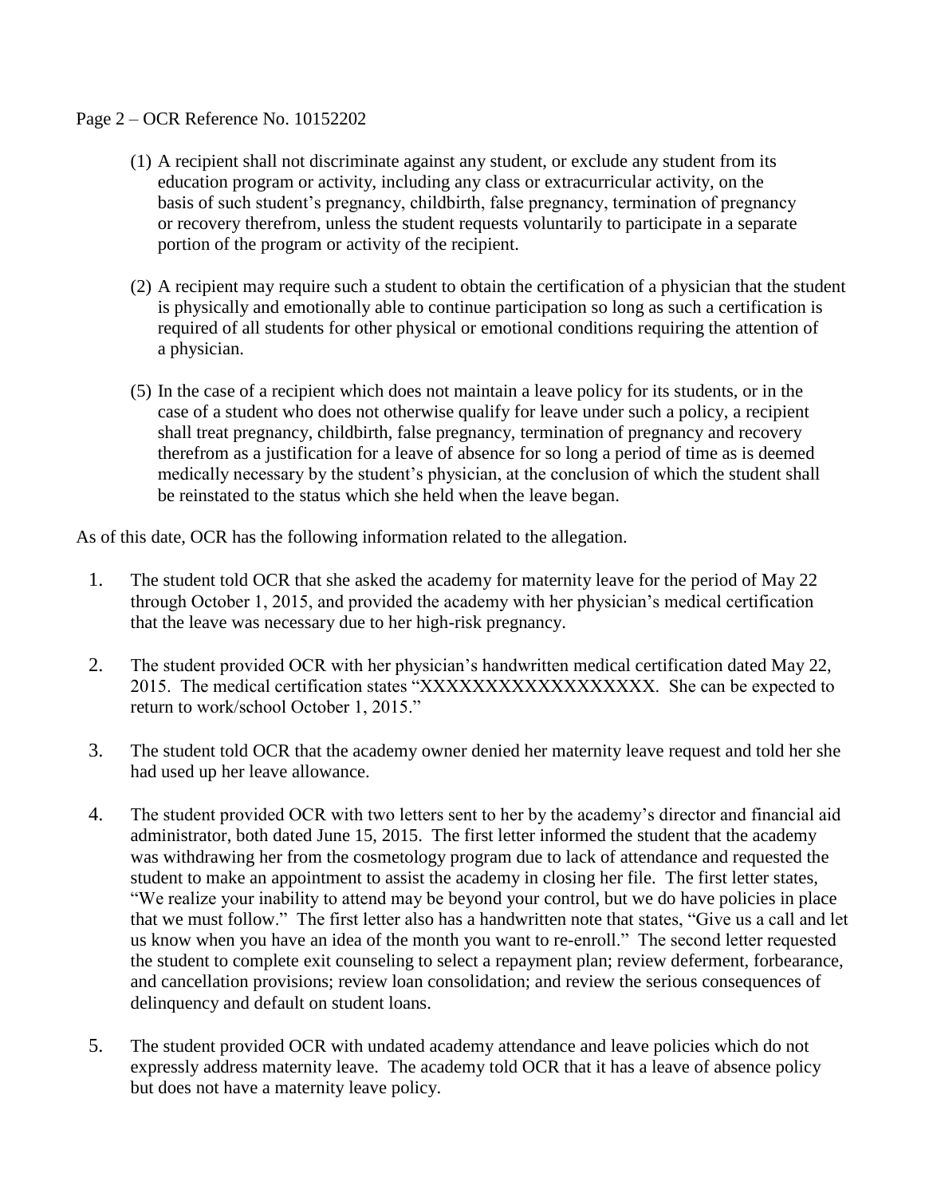(1) A recipient shall not discriminate against any student, or exclude any student from its education program or activity, including any class or extracurricular activity, on the basis of such student's pregnancy, childbirth, false pregnancy, termination of pregnancy or recovery therefrom, unless the student requests voluntarily to participate in a separate portion of the program or activity of the recipient.

(2) A recipient may require such a student to obtain the certification of a physician that the student is physically and emotionally able to continue participation so long as such a certification is required of all students for other physical or emotional conditions requiring the attention of a physician.

(5) In the case of a recipient which does not maintain a leave policy for its students, or in the case of a student who does not otherwise qualify for leave under such a policy, a recipient shall treat pregnancy, childbirth, false pregnancy, termination of pregnancy and recovery therefrom as a justification for a leave of absence for so long a period of time as is deemed medically necessary by the student's physician, at the conclusion of which the student shall be reinstated to the status which she held when the leave began.

As of this date, OCR has the following information related to the allegation.

1. The student told OCR that she asked the academy for maternity leave for the period of May 22 through October 1, 2015, and provided the academy with her physician's medical certification that the leave was necessary due to her high-risk pregnancy.

2. The student provided OCR with her physician's handwritten medical certification dated May 22, 2015. The medical certification states "XXXXXXXXXXXXXXXXXX. She can be expected to return to work/school October 1, 2015."

3. The student told OCR that the academy owner denied her maternity leave request and told her she had used up her leave allowance.

4. The student provided OCR with two letters sent to her by the academy's director and financial aid administrator, both dated June 15, 2015. The first letter informed the student that the academy was withdrawing her from the cosmetology program due to lack of attendance and requested the student to make an appointment to assist the academy in closing her file. The first letter states, "We realize your inability to attend may be beyond your control, but we do have policies in place that we must follow." The first letter also has a handwritten note that states, "Give us a call and let us know when you have an idea of the month you want to re-enroll." The second letter requested the student to complete exit counseling to select a repayment plan; review deferment, forbearance, and cancellation provisions; review loan consolidation; and review the serious consequences of delinquency and default on student loans.

5. The student provided OCR with undated academy attendance and leave policies which do not expressly address maternity leave. The academy told OCR that it has a leave of absence policy but does not have a maternity leave policy.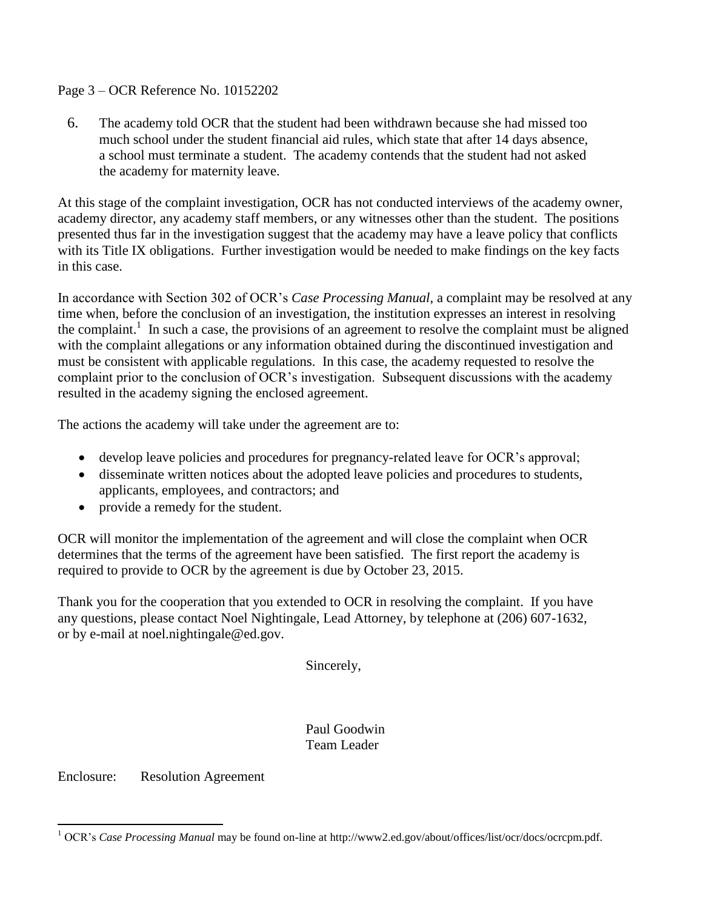6. The academy told OCR that the student had been withdrawn because she had missed too much school under the student financial aid rules, which state that after 14 days absence, a school must terminate a student. The academy contends that the student had not asked the academy for maternity leave.

At this stage of the complaint investigation, OCR has not conducted interviews of the academy owner, academy director, any academy staff members, or any witnesses other than the student. The positions presented thus far in the investigation suggest that the academy may have a leave policy that conflicts with its Title IX obligations. Further investigation would be needed to make findings on the key facts in this case.

In accordance with Section 302 of OCR's *Case Processing Manual*, a complaint may be resolved at any time when, before the conclusion of an investigation, the institution expresses an interest in resolving the complaint.[1] In such a case, the provisions of an agreement to resolve the complaint must be aligned with the complaint allegations or any information obtained during the discontinued investigation and must be consistent with applicable regulations. In this case, the academy requested to resolve the complaint prior to the conclusion of OCR's investigation. Subsequent discussions with the academy resulted in the academy signing the enclosed agreement.

The actions the academy will take under the agreement are to:

- develop leave policies and procedures for pregnancy-related leave for OCR's approval;
- disseminate written notices about the adopted leave policies and procedures to students, applicants, employees, and contractors; and
- provide a remedy for the student.

OCR will monitor the implementation of the agreement and will close the complaint when OCR determines that the terms of the agreement have been satisfied. The first report the academy is required to provide to OCR by the agreement is due by October 23, 2015.

Thank you for the cooperation that you extended to OCR in resolving the complaint. If you have any questions, please contact Noel Nightingale, Lead Attorney, by telephone at (206) 607-1632, or by e-mail at noel.nightingale@ed.gov.

Sincerely,

Paul Goodwin
Team Leader

Enclosure: Resolution Agreement

---

[1] OCR's *Case Processing Manual* may be found on-line at http://www2.ed.gov/about/offices/list/ocr/docs/ocrcpm.pdf.